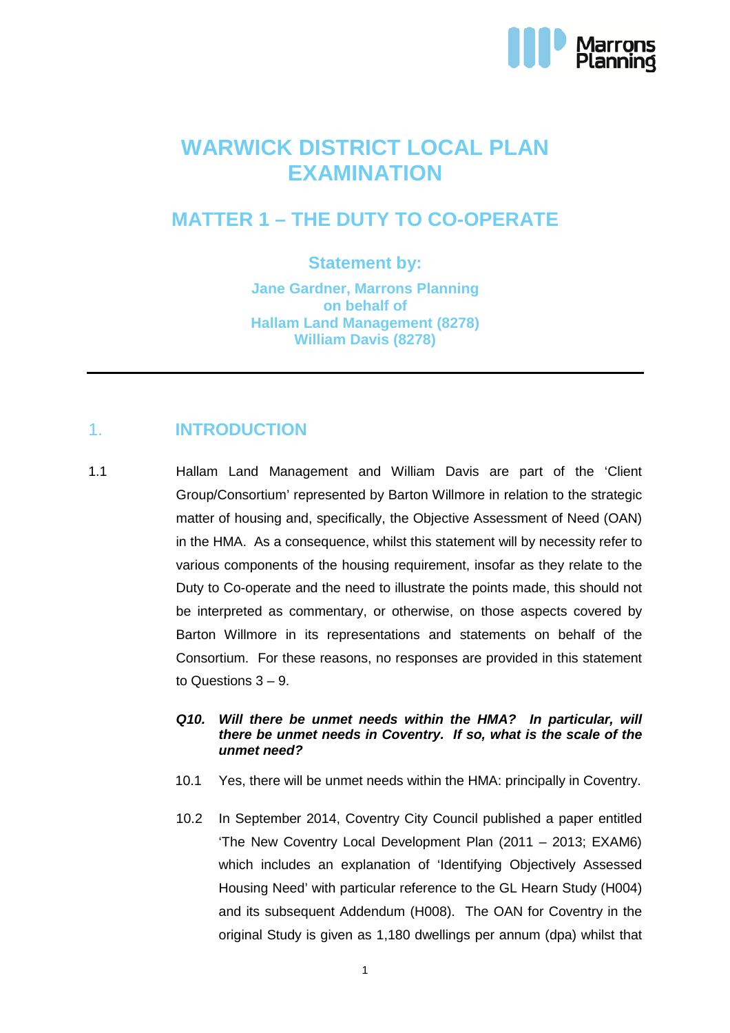# WARWICK DISTRICT LOCAL PLAN EXAMINATION

## MATTER 1 – THE DUTY TO CO-OPERATE

### Statement by:

**Jane Gardner, Marrons Planning**
**on behalf of**
**Hallam Land Management (8278)**
**William Davis (8278)**

---

## 1. INTRODUCTION

1.1 Hallam Land Management and William Davis are part of the 'Client Group/Consortium' represented by Barton Willmore in relation to the strategic matter of housing and, specifically, the Objective Assessment of Need (OAN) in the HMA. As a consequence, whilst this statement will by necessity refer to various components of the housing requirement, insofar as they relate to the Duty to Co-operate and the need to illustrate the points made, this should not be interpreted as commentary, or otherwise, on those aspects covered by Barton Willmore in its representations and statements on behalf of the Consortium. For these reasons, no responses are provided in this statement to Questions 3 – 9.

***Q10. Will there be unmet needs within the HMA? In particular, will there be unmet needs in Coventry. If so, what is the scale of the unmet need?***

10.1 Yes, there will be unmet needs within the HMA: principally in Coventry.

10.2 In September 2014, Coventry City Council published a paper entitled 'The New Coventry Local Development Plan (2011 – 2013; EXAM6) which includes an explanation of 'Identifying Objectively Assessed Housing Need' with particular reference to the GL Hearn Study (H004) and its subsequent Addendum (H008). The OAN for Coventry in the original Study is given as 1,180 dwellings per annum (dpa) whilst that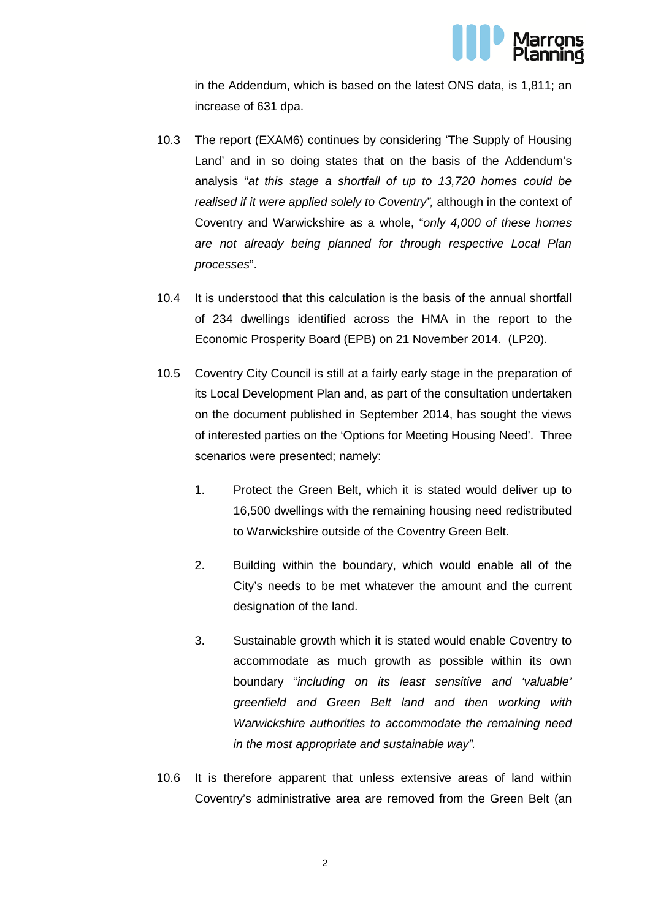in the Addendum, which is based on the latest ONS data, is 1,811; an increase of 631 dpa.

10.3 The report (EXAM6) continues by considering 'The Supply of Housing Land' and in so doing states that on the basis of the Addendum's analysis "*at this stage a shortfall of up to 13,720 homes could be realised if it were applied solely to Coventry",* although in the context of Coventry and Warwickshire as a whole, "*only 4,000 of these homes are not already being planned for through respective Local Plan processes*".

10.4 It is understood that this calculation is the basis of the annual shortfall of 234 dwellings identified across the HMA in the report to the Economic Prosperity Board (EPB) on 21 November 2014. (LP20).

10.5 Coventry City Council is still at a fairly early stage in the preparation of its Local Development Plan and, as part of the consultation undertaken on the document published in September 2014, has sought the views of interested parties on the 'Options for Meeting Housing Need'. Three scenarios were presented; namely:

1. Protect the Green Belt, which it is stated would deliver up to 16,500 dwellings with the remaining housing need redistributed to Warwickshire outside of the Coventry Green Belt.

2. Building within the boundary, which would enable all of the City's needs to be met whatever the amount and the current designation of the land.

3. Sustainable growth which it is stated would enable Coventry to accommodate as much growth as possible within its own boundary "*including on its least sensitive and 'valuable' greenfield and Green Belt land and then working with Warwickshire authorities to accommodate the remaining need in the most appropriate and sustainable way".*

10.6 It is therefore apparent that unless extensive areas of land within Coventry's administrative area are removed from the Green Belt (an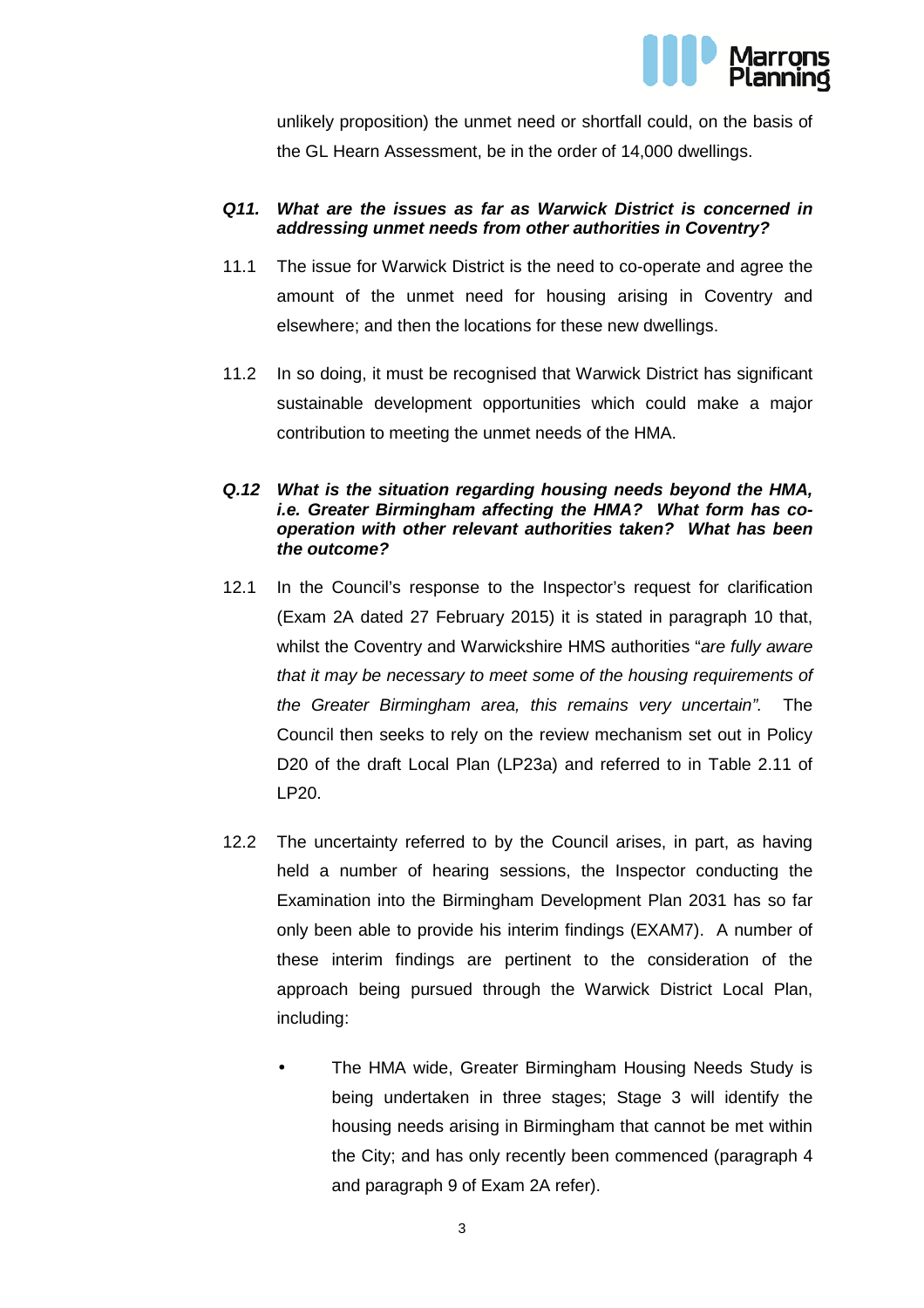unlikely proposition) the unmet need or shortfall could, on the basis of the GL Hearn Assessment, be in the order of 14,000 dwellings.

***Q11. What are the issues as far as Warwick District is concerned in addressing unmet needs from other authorities in Coventry?***

11.1 The issue for Warwick District is the need to co-operate and agree the amount of the unmet need for housing arising in Coventry and elsewhere; and then the locations for these new dwellings.

11.2 In so doing, it must be recognised that Warwick District has significant sustainable development opportunities which could make a major contribution to meeting the unmet needs of the HMA.

***Q.12 What is the situation regarding housing needs beyond the HMA, i.e. Greater Birmingham affecting the HMA? What form has co-operation with other relevant authorities taken? What has been the outcome?***

12.1 In the Council's response to the Inspector's request for clarification (Exam 2A dated 27 February 2015) it is stated in paragraph 10 that, whilst the Coventry and Warwickshire HMS authorities "*are fully aware that it may be necessary to meet some of the housing requirements of the Greater Birmingham area, this remains very uncertain"*. The Council then seeks to rely on the review mechanism set out in Policy D20 of the draft Local Plan (LP23a) and referred to in Table 2.11 of LP20.

12.2 The uncertainty referred to by the Council arises, in part, as having held a number of hearing sessions, the Inspector conducting the Examination into the Birmingham Development Plan 2031 has so far only been able to provide his interim findings (EXAM7). A number of these interim findings are pertinent to the consideration of the approach being pursued through the Warwick District Local Plan, including:

- The HMA wide, Greater Birmingham Housing Needs Study is being undertaken in three stages; Stage 3 will identify the housing needs arising in Birmingham that cannot be met within the City; and has only recently been commenced (paragraph 4 and paragraph 9 of Exam 2A refer).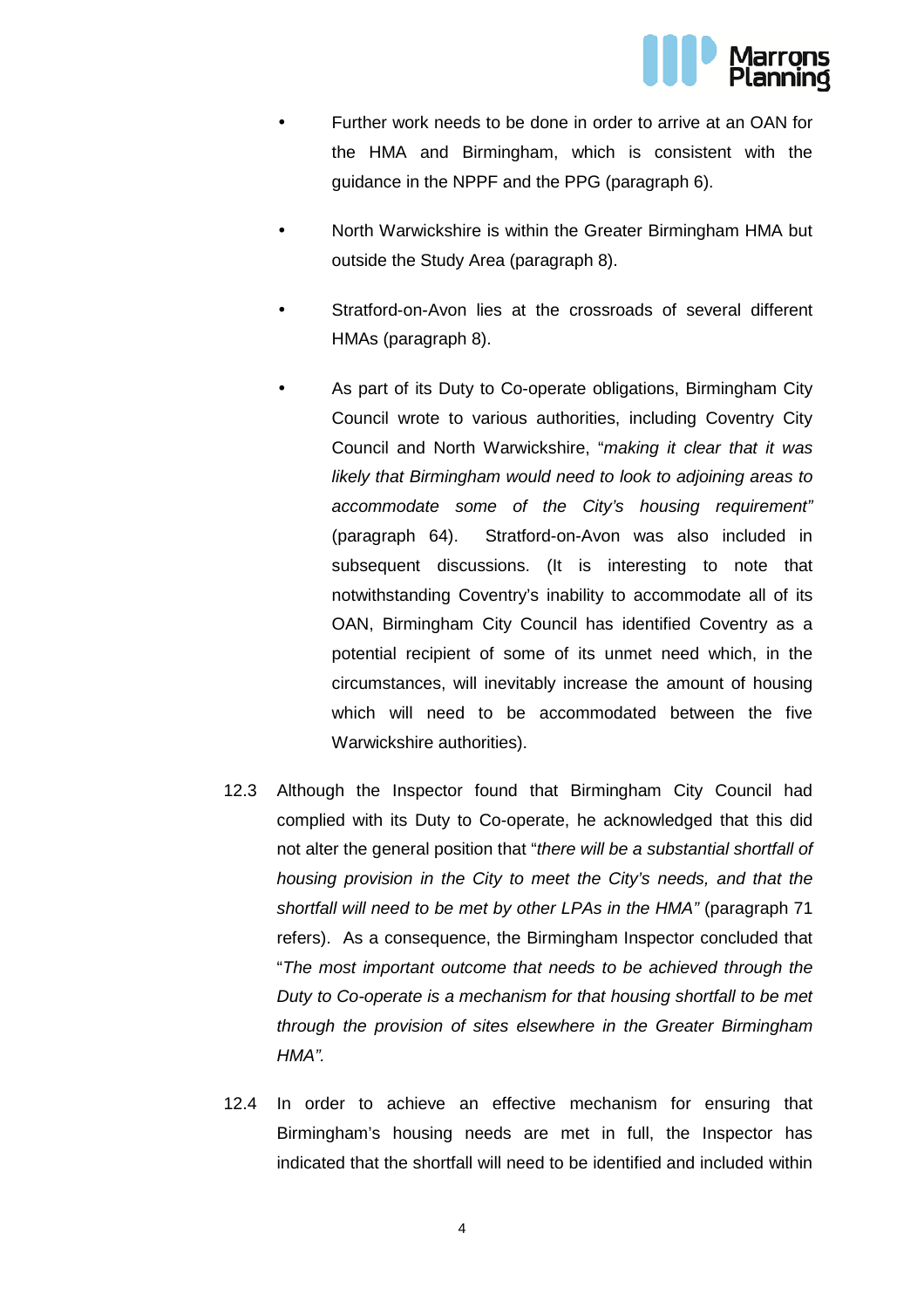- Further work needs to be done in order to arrive at an OAN for the HMA and Birmingham, which is consistent with the guidance in the NPPF and the PPG (paragraph 6).

- North Warwickshire is within the Greater Birmingham HMA but outside the Study Area (paragraph 8).

- Stratford-on-Avon lies at the crossroads of several different HMAs (paragraph 8).

- As part of its Duty to Co-operate obligations, Birmingham City Council wrote to various authorities, including Coventry City Council and North Warwickshire, "*making it clear that it was likely that Birmingham would need to look to adjoining areas to accommodate some of the City's housing requirement*" (paragraph 64). Stratford-on-Avon was also included in subsequent discussions. (It is interesting to note that notwithstanding Coventry's inability to accommodate all of its OAN, Birmingham City Council has identified Coventry as a potential recipient of some of its unmet need which, in the circumstances, will inevitably increase the amount of housing which will need to be accommodated between the five Warwickshire authorities).

12.3 Although the Inspector found that Birmingham City Council had complied with its Duty to Co-operate, he acknowledged that this did not alter the general position that "*there will be a substantial shortfall of housing provision in the City to meet the City's needs, and that the shortfall will need to be met by other LPAs in the HMA"* (paragraph 71 refers). As a consequence, the Birmingham Inspector concluded that "*The most important outcome that needs to be achieved through the Duty to Co-operate is a mechanism for that housing shortfall to be met through the provision of sites elsewhere in the Greater Birmingham HMA".*

12.4 In order to achieve an effective mechanism for ensuring that Birmingham's housing needs are met in full, the Inspector has indicated that the shortfall will need to be identified and included within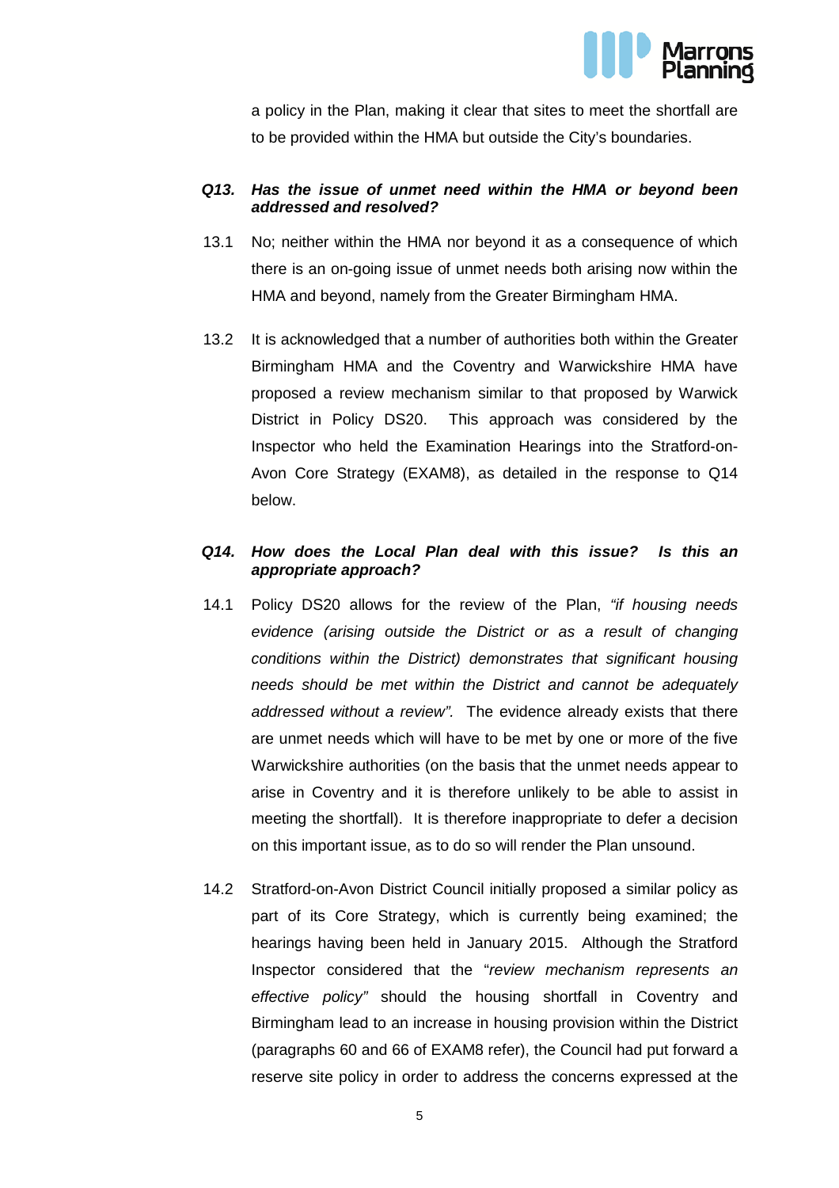a policy in the Plan, making it clear that sites to meet the shortfall are to be provided within the HMA but outside the City's boundaries.

***Q13. Has the issue of unmet need within the HMA or beyond been addressed and resolved?***

13.1 No; neither within the HMA nor beyond it as a consequence of which there is an on-going issue of unmet needs both arising now within the HMA and beyond, namely from the Greater Birmingham HMA.

13.2 It is acknowledged that a number of authorities both within the Greater Birmingham HMA and the Coventry and Warwickshire HMA have proposed a review mechanism similar to that proposed by Warwick District in Policy DS20. This approach was considered by the Inspector who held the Examination Hearings into the Stratford-on-Avon Core Strategy (EXAM8), as detailed in the response to Q14 below.

***Q14. How does the Local Plan deal with this issue? Is this an appropriate approach?***

14.1 Policy DS20 allows for the review of the Plan, *"if housing needs evidence (arising outside the District or as a result of changing conditions within the District) demonstrates that significant housing needs should be met within the District and cannot be adequately addressed without a review".* The evidence already exists that there are unmet needs which will have to be met by one or more of the five Warwickshire authorities (on the basis that the unmet needs appear to arise in Coventry and it is therefore unlikely to be able to assist in meeting the shortfall). It is therefore inappropriate to defer a decision on this important issue, as to do so will render the Plan unsound.

14.2 Stratford-on-Avon District Council initially proposed a similar policy as part of its Core Strategy, which is currently being examined; the hearings having been held in January 2015. Although the Stratford Inspector considered that the "*review mechanism represents an effective policy"* should the housing shortfall in Coventry and Birmingham lead to an increase in housing provision within the District (paragraphs 60 and 66 of EXAM8 refer), the Council had put forward a reserve site policy in order to address the concerns expressed at the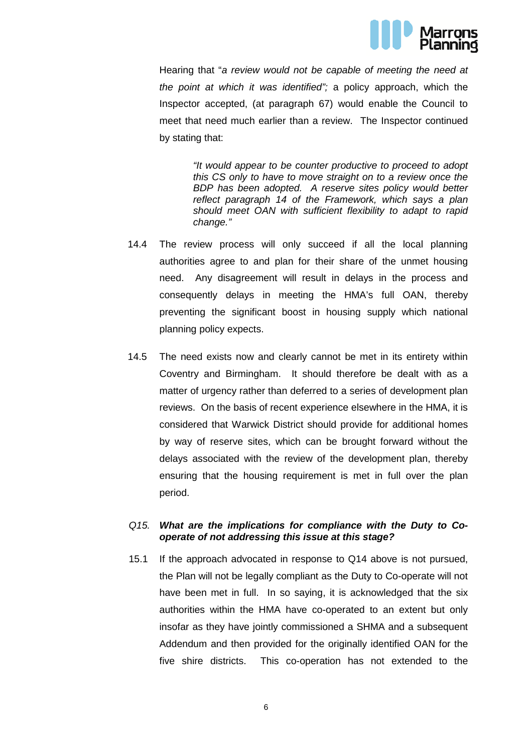Hearing that "*a review would not be capable of meeting the need at the point at which it was identified";* a policy approach, which the Inspector accepted, (at paragraph 67) would enable the Council to meet that need much earlier than a review. The Inspector continued by stating that:

> *"It would appear to be counter productive to proceed to adopt this CS only to have to move straight on to a review once the BDP has been adopted. A reserve sites policy would better reflect paragraph 14 of the Framework, which says a plan should meet OAN with sufficient flexibility to adapt to rapid change."*

14.4 The review process will only succeed if all the local planning authorities agree to and plan for their share of the unmet housing need. Any disagreement will result in delays in the process and consequently delays in meeting the HMA's full OAN, thereby preventing the significant boost in housing supply which national planning policy expects.

14.5 The need exists now and clearly cannot be met in its entirety within Coventry and Birmingham. It should therefore be dealt with as a matter of urgency rather than deferred to a series of development plan reviews. On the basis of recent experience elsewhere in the HMA, it is considered that Warwick District should provide for additional homes by way of reserve sites, which can be brought forward without the delays associated with the review of the development plan, thereby ensuring that the housing requirement is met in full over the plan period.

*Q15.* ***What are the implications for compliance with the Duty to Co-operate of not addressing this issue at this stage?***

15.1 If the approach advocated in response to Q14 above is not pursued, the Plan will not be legally compliant as the Duty to Co-operate will not have been met in full. In so saying, it is acknowledged that the six authorities within the HMA have co-operated to an extent but only insofar as they have jointly commissioned a SHMA and a subsequent Addendum and then provided for the originally identified OAN for the five shire districts. This co-operation has not extended to the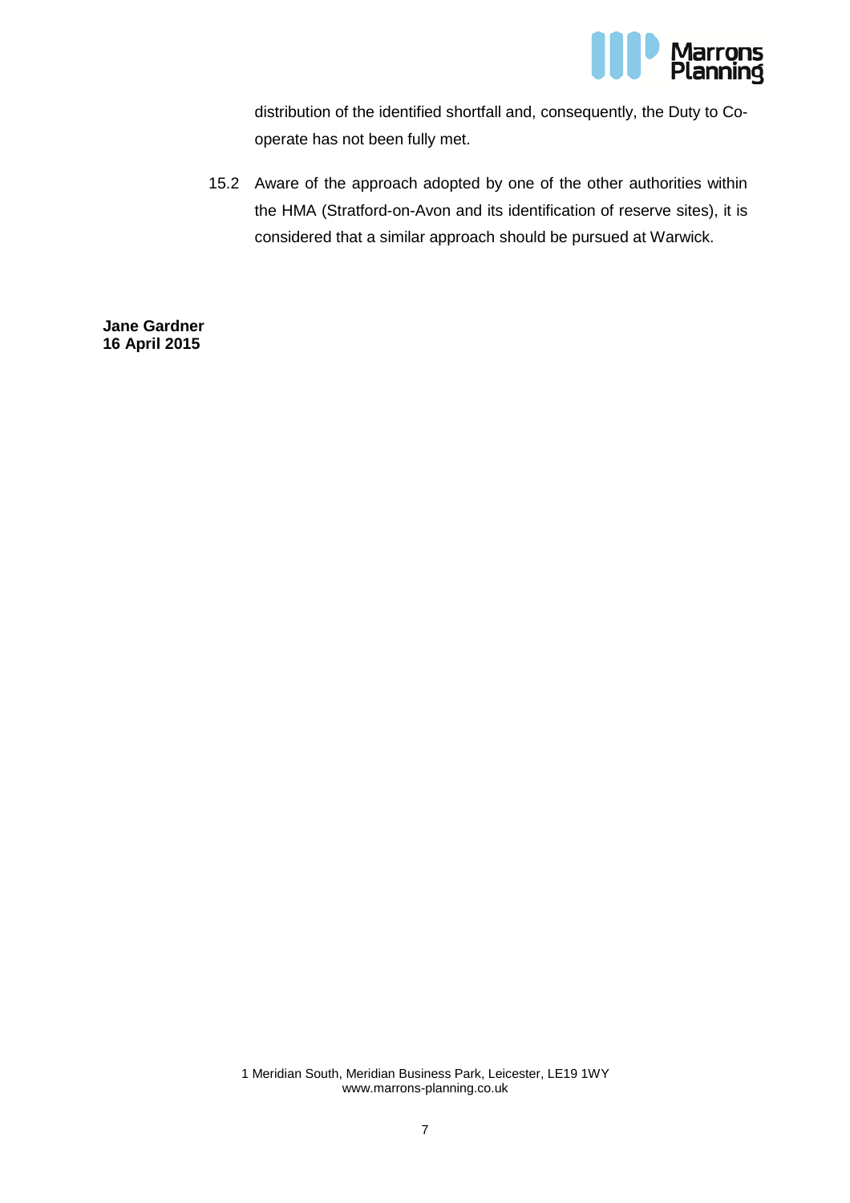distribution of the identified shortfall and, consequently, the Duty to Co-operate has not been fully met.

15.2 Aware of the approach adopted by one of the other authorities within the HMA (Stratford-on-Avon and its identification of reserve sites), it is considered that a similar approach should be pursued at Warwick.

**Jane Gardner**
**16 April 2015**

1 Meridian South, Meridian Business Park, Leicester, LE19 1WY
www.marrons-planning.co.uk